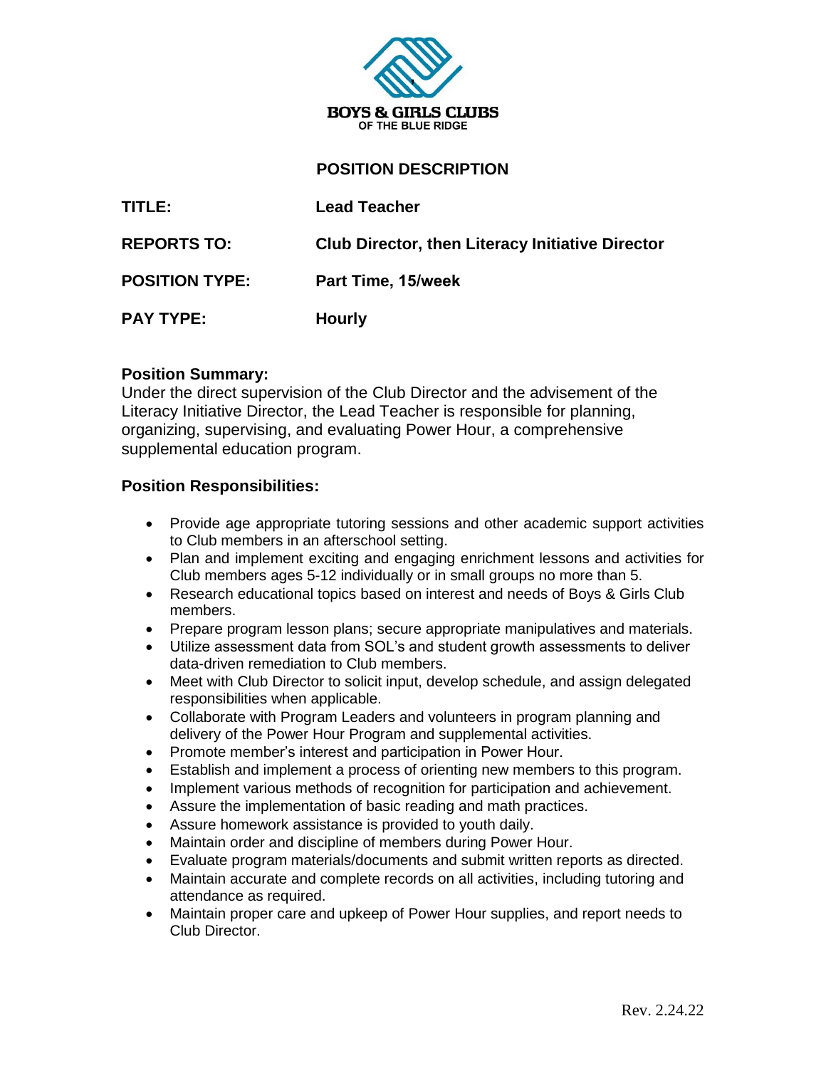**BOYS & GIRLS CLUBS**
OF THE BLUE RIDGE

## POSITION DESCRIPTION

**TITLE:** **Lead Teacher**

**REPORTS TO:** **Club Director, then Literacy Initiative Director**

**POSITION TYPE:** **Part Time, 15/week**

**PAY TYPE:** **Hourly**

### Position Summary:

Under the direct supervision of the Club Director and the advisement of the Literacy Initiative Director, the Lead Teacher is responsible for planning, organizing, supervising, and evaluating Power Hour, a comprehensive supplemental education program.

### Position Responsibilities:

- Provide age appropriate tutoring sessions and other academic support activities to Club members in an afterschool setting.
- Plan and implement exciting and engaging enrichment lessons and activities for Club members ages 5-12 individually or in small groups no more than 5.
- Research educational topics based on interest and needs of Boys & Girls Club members.
- Prepare program lesson plans; secure appropriate manipulatives and materials.
- Utilize assessment data from SOL's and student growth assessments to deliver data-driven remediation to Club members.
- Meet with Club Director to solicit input, develop schedule, and assign delegated responsibilities when applicable.
- Collaborate with Program Leaders and volunteers in program planning and delivery of the Power Hour Program and supplemental activities.
- Promote member's interest and participation in Power Hour.
- Establish and implement a process of orienting new members to this program.
- Implement various methods of recognition for participation and achievement.
- Assure the implementation of basic reading and math practices.
- Assure homework assistance is provided to youth daily.
- Maintain order and discipline of members during Power Hour.
- Evaluate program materials/documents and submit written reports as directed.
- Maintain accurate and complete records on all activities, including tutoring and attendance as required.
- Maintain proper care and upkeep of Power Hour supplies, and report needs to Club Director.

Rev. 2.24.22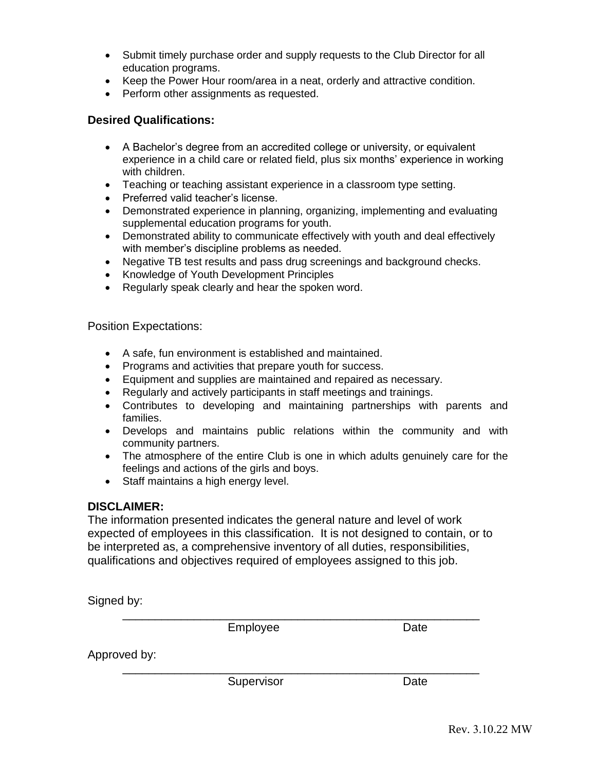- Submit timely purchase order and supply requests to the Club Director for all education programs.
- Keep the Power Hour room/area in a neat, orderly and attractive condition.
- Perform other assignments as requested.

### Desired Qualifications:

- A Bachelor's degree from an accredited college or university, or equivalent experience in a child care or related field, plus six months' experience in working with children.
- Teaching or teaching assistant experience in a classroom type setting.
- Preferred valid teacher's license.
- Demonstrated experience in planning, organizing, implementing and evaluating supplemental education programs for youth.
- Demonstrated ability to communicate effectively with youth and deal effectively with member's discipline problems as needed.
- Negative TB test results and pass drug screenings and background checks.
- Knowledge of Youth Development Principles
- Regularly speak clearly and hear the spoken word.

Position Expectations:

- A safe, fun environment is established and maintained.
- Programs and activities that prepare youth for success.
- Equipment and supplies are maintained and repaired as necessary.
- Regularly and actively participants in staff meetings and trainings.
- Contributes to developing and maintaining partnerships with parents and families.
- Develops and maintains public relations within the community and with community partners.
- The atmosphere of the entire Club is one in which adults genuinely care for the feelings and actions of the girls and boys.
- Staff maintains a high energy level.

### DISCLAIMER:

The information presented indicates the general nature and level of work expected of employees in this classification. It is not designed to contain, or to be interpreted as, a comprehensive inventory of all duties, responsibilities, qualifications and objectives required of employees assigned to this job.

Signed by:

_________________________________________________________

Employee Date

Approved by:

_________________________________________________________

Supervisor Date

Rev. 3.10.22 MW